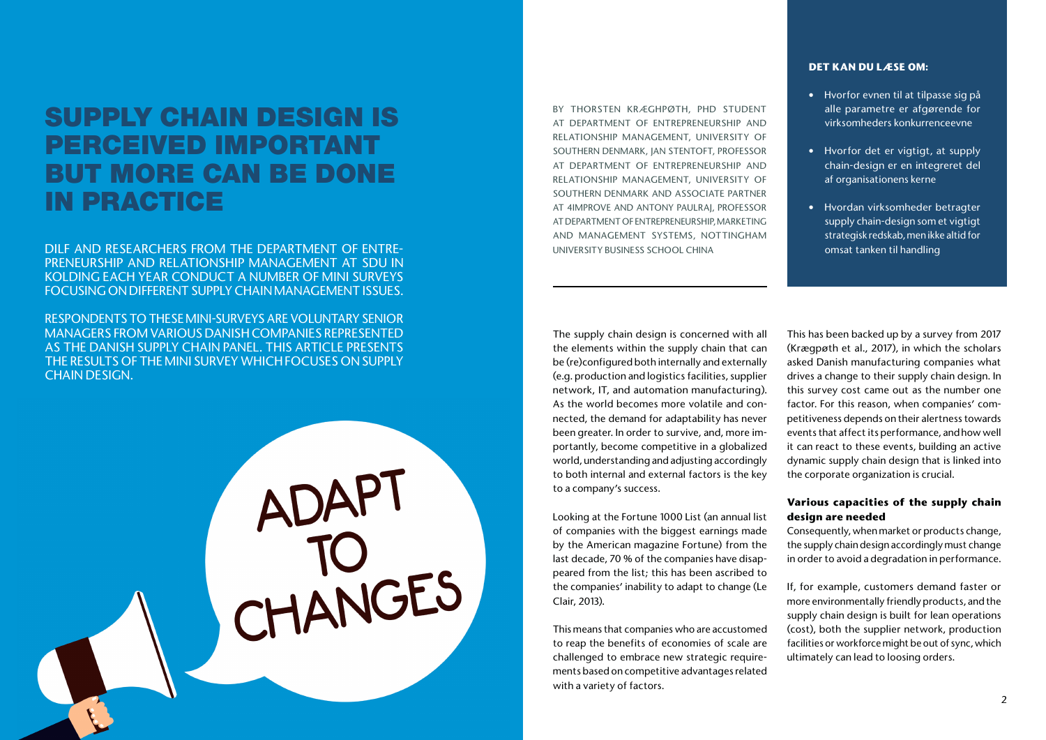# SUPPLY CHAIN DESIGN IS PERCEIVED IMPORTANT BUT MORE CAN BE DONE IN PRACTICE

DILF AND RESEARCHERS FROM THE DEPARTMENT OF ENTREPRENEURSHIP AND RELATIONSHIP MANAGEMENT AT SDU IN KOLDING EACH YEAR CONDUCT A NUMBER OF MINI SURVEYS FOCUSING ON DIFFERENT SUPPLY CHAIN MANAGEMENT ISSUES.

RESPONDENTS TO THESE MINI-SURVEYS ARE VOLUNTARY SENIOR MANAGERS FROM VARIOUS DANISH COMPANIES REPRESENTED AS THE DANISH SUPPLY CHAIN PANEL. THIS ARTICLE PRESENTS THE RESULTS OF THE MINI SURVEY WHICH FOCUSES ON SUPPLY CHAIN DESIGN.

BY THORSTEN KRÆGHPØTH, PHD STUDENT AT DEPARTMENT OF ENTREPRENEURSHIP AND RELATIONSHIP MANAGEMENT, UNIVERSITY OF SOUTHERN DENMARK, JAN STENTOFT, PROFESSOR AT DEPARTMENT OF ENTREPRENEURSHIP AND RELATIONSHIP MANAGEMENT, UNIVERSITY OF SOUTHERN DENMARK AND ASSOCIATE PARTNER AT 4IMPROVE AND ANTONY PAULRAJ, PROFESSOR AT DEPARTMENT OF ENTREPRENEURSHIP, MARKETING AND MANAGEMENT SYSTEMS, NOTTINGHAM UNIVERSITY BUSINESS SCHOOL CHINA

**DET KAN DU LÆSE OM:**

- Hvorfor evnen til at tilpasse sig på alle parametre er afgørende for virksomheders konkurrenceevne
- Hvorfor det er vigtigt, at supply chain-design er en integreret del af organisationens kerne
- Hvordan virksomheder betragter supply chain-design som et vigtigt strategisk redskab, men ikke altid for omsat tanken til handling

The supply chain design is concerned with all the elements within the supply chain that can be (re)configured both internally and externally (e.g. production and logistics facilities, supplier network, IT, and automation manufacturing). As the world becomes more volatile and connected, the demand for adaptability has never been greater. In order to survive, and, more importantly, become competitive in a globalized world, understanding and adjusting accordingly to both internal and external factors is the key to a company's success.

Looking at the Fortune 1000 List (an annual list of companies with the biggest earnings made by the American magazine Fortune) from the last decade, 70 % of the companies have disappeared from the list; this has been ascribed to the companies' inability to adapt to change (Le Clair, 2013).

This means that companies who are accustomed to reap the benefits of economies of scale are challenged to embrace new strategic requirements based on competitive advantages related with a variety of factors.

This has been backed up by a survey from 2017 (Krægpøth et al., 2017), in which the scholars asked Danish manufacturing companies what drives a change to their supply chain design. In this survey cost came out as the number one factor. For this reason, when companies' competitiveness depends on their alertness towards events that affect its performance, and how well it can react to these events, building an active dynamic supply chain design that is linked into the corporate organization is crucial.

### Various capacities of the supply chain design are needed

Consequently, when market or products change, the supply chain design accordingly must change in order to avoid a degradation in performance.

If, for example, customers demand faster or more environmentally friendly products, and the supply chain design is built for lean operations (cost), both the supplier network, production facilities or workforce might be out of sync, which ultimately can lead to loosing orders.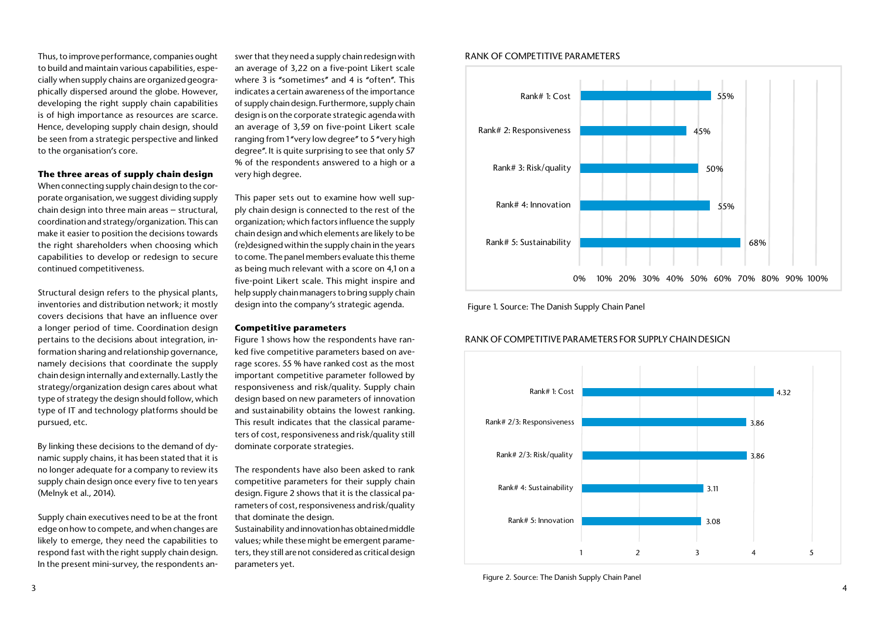Thus, to improve performance, companies ought to build and maintain various capabilities, especially when supply chains are organized geographically dispersed around the globe. However, developing the right supply chain capabilities is of high importance as resources are scarce. Hence, developing supply chain design, should be seen from a strategic perspective and linked to the organisation's core.

**The three areas of supply chain design**

When connecting supply chain design to the corporate organisation, we suggest dividing supply chain design into three main areas – structural, coordination and strategy/organization. This can make it easier to position the decisions towards the right shareholders when choosing which capabilities to develop or redesign to secure continued competitiveness.

Structural design refers to the physical plants, inventories and distribution network; it mostly covers decisions that have an influence over a longer period of time. Coordination design pertains to the decisions about integration, information sharing and relationship governance, namely decisions that coordinate the supply chain design internally and externally. Lastly the strategy/organization design cares about what type of strategy the design should follow, which type of IT and technology platforms should be pursued, etc.

By linking these decisions to the demand of dynamic supply chains, it has been stated that it is no longer adequate for a company to review its supply chain design once every five to ten years (Melnyk et al., 2014).

Supply chain executives need to be at the front edge on how to compete, and when changes are likely to emerge, they need the capabilities to respond fast with the right supply chain design. In the present mini-survey, the respondents answer that they need a supply chain redesign with an average of 3,22 on a five-point Likert scale where 3 is "sometimes" and 4 is "often". This indicates a certain awareness of the importance of supply chain design. Furthermore, supply chain design is on the corporate strategic agenda with an average of 3,59 on five-point Likert scale ranging from 1 "very low degree" to 5 "very high degree". It is quite surprising to see that only 57 % of the respondents answered to a high or a very high degree.

This paper sets out to examine how well supply chain design is connected to the rest of the organization; which factors influence the supply chain design and which elements are likely to be (re)designed within the supply chain in the years to come. The panel members evaluate this theme as being much relevant with a score on 4,1 on a five-point Likert scale. This might inspire and help supply chain managers to bring supply chain design into the company's strategic agenda.

**Competitive parameters**

Figure 1 shows how the respondents have ranked five competitive parameters based on average scores. 55 % have ranked cost as the most important competitive parameter followed by responsiveness and risk/quality. Supply chain design based on new parameters of innovation and sustainability obtains the lowest ranking. This result indicates that the classical parameters of cost, responsiveness and risk/quality still dominate corporate strategies.

The respondents have also been asked to rank competitive parameters for their supply chain design. Figure 2 shows that it is the classical parameters of cost, responsiveness and risk/quality that dominate the design.
Sustainability and innovation has obtained middle values; while these might be emergent parameters, they still are not considered as critical design parameters yet.

RANK OF COMPETITIVE PARAMETERS

| Parameter | Value |
|---|---|
| Rank# 1: Cost | 55% |
| Rank# 2: Responsiveness | 45% |
| Rank# 3: Risk/quality | 50% |
| Rank# 4: Innovation | 55% |
| Rank# 5: Sustainability | 68% |

Figure 1. Source: The Danish Supply Chain Panel

RANK OF COMPETITIVE PARAMETERS FOR SUPPLY CHAIN DESIGN

| Parameter | Score |
|---|---|
| Rank# 1: Cost | 4.32 |
| Rank# 2/3: Responsiveness | 3.86 |
| Rank# 2/3: Risk/quality | 3.86 |
| Rank# 4: Sustainability | 3.11 |
| Rank# 5: Innovation | 3.08 |

Figure 2. Source: The Danish Supply Chain Panel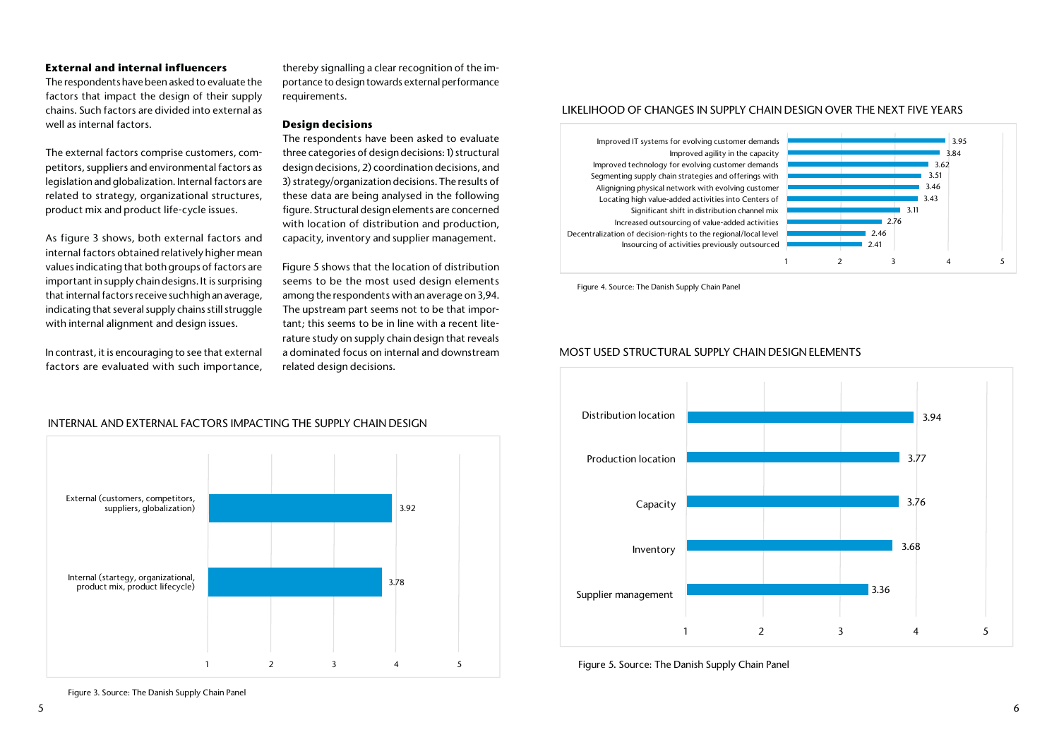### External and internal influencers

The respondents have been asked to evaluate the factors that impact the design of their supply chains. Such factors are divided into external as well as internal factors.

The external factors comprise customers, competitors, suppliers and environmental factors as legislation and globalization. Internal factors are related to strategy, organizational structures, product mix and product life-cycle issues.

As figure 3 shows, both external factors and internal factors obtained relatively higher mean values indicating that both groups of factors are important in supply chain designs. It is surprising that internal factors receive such high an average, indicating that several supply chains still struggle with internal alignment and design issues.

In contrast, it is encouraging to see that external factors are evaluated with such importance, thereby signalling a clear recognition of the importance towards design towards external performance requirements.

### Design decisions

The respondents have been asked to evaluate three categories of design decisions: 1) structural design decisions, 2) coordination decisions, and 3) strategy/organization decisions. The results of these data are being analysed in the following figure. Structural design elements are concerned with location of distribution and production, capacity, inventory and supplier management.

Figure 5 shows that the location of distribution seems to be the most used design elements among the respondents with an average on 3,94. The upstream part seems not to be that important; this seems to be in line with a recent literature study on supply chain design that reveals a dominated focus on internal and downstream related design decisions.

INTERNAL AND EXTERNAL FACTORS IMPACTING THE SUPPLY CHAIN DESIGN

| Factor | Mean (scale 1–5) |
|---|---|
| External (customers, competitors, suppliers, globalization) | 3.92 |
| Internal (startegy, organizational, product mix, product lifecycle) | 3.78 |

Figure 3. Source: The Danish Supply Chain Panel

LIKELIHOOD OF CHANGES IN SUPPLY CHAIN DESIGN OVER THE NEXT FIVE YEARS

| Change | Mean (scale 1–5) |
|---|---|
| Improved IT systems for evolving customer demands | 3.95 |
| Improved agility in the capacity | 3.84 |
| Improved technology for evolving customer demands | 3.62 |
| Segmenting supply chain strategies and offerings with | 3.51 |
| Alignigning physical network with evolving customer | 3.46 |
| Locating high value-added activities into Centers of | 3.43 |
| Significant shift in distribution channel mix | 3.11 |
| Increased outsourcing of value-added activities | 2.76 |
| Decentralization of decision-rights to the regional/local level | 2.46 |
| Insourcing of activities previously outsourced | 2.41 |

Figure 4. Source: The Danish Supply Chain Panel

MOST USED STRUCTURAL SUPPLY CHAIN DESIGN ELEMENTS

| Design element | Mean (scale 1–5) |
|---|---|
| Distribution location | 3.94 |
| Production location | 3.77 |
| Capacity | 3.76 |
| Inventory | 3.68 |
| Supplier management | 3.36 |

Figure 5. Source: The Danish Supply Chain Panel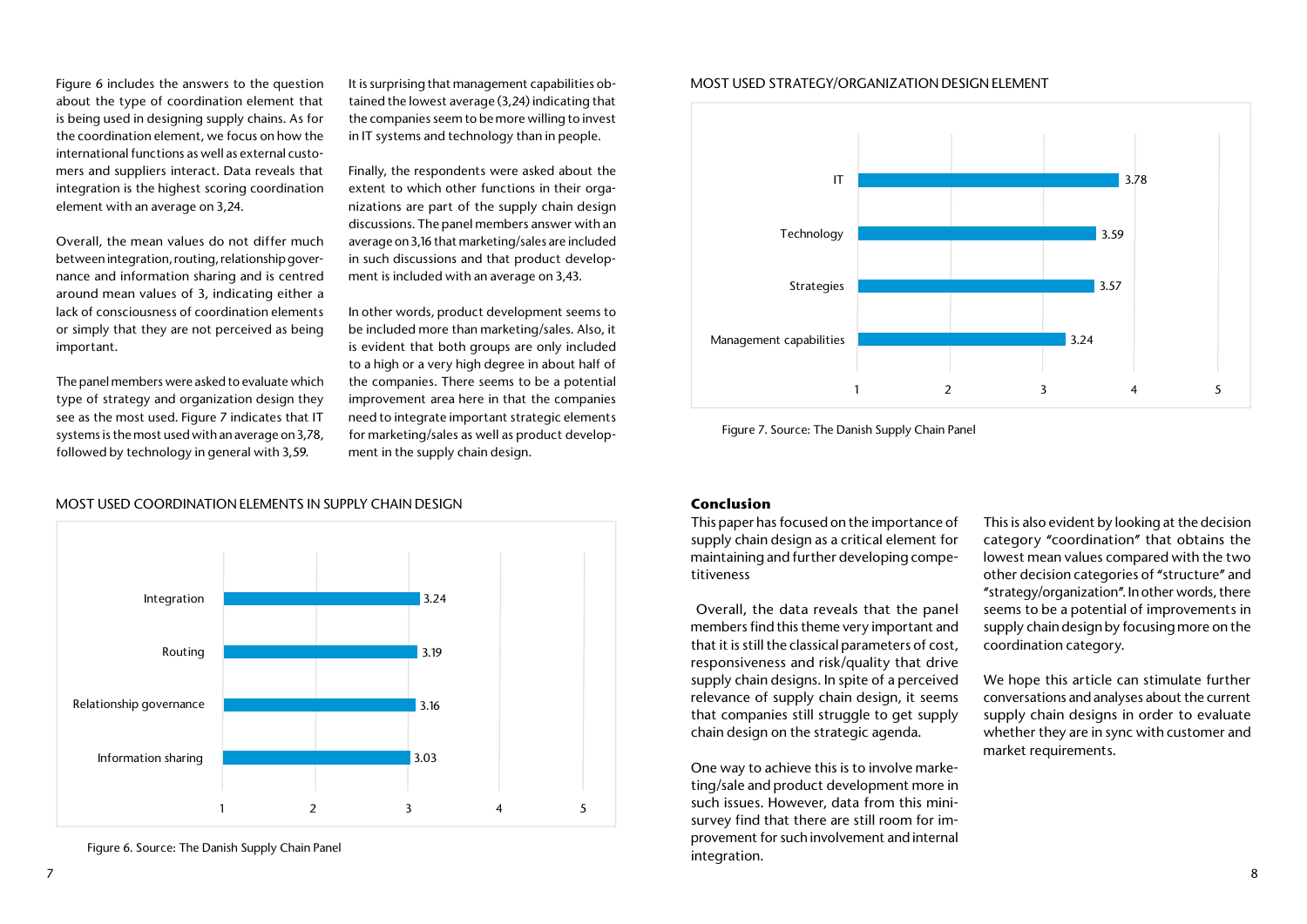Figure 6 includes the answers to the question about the type of coordination element that is being used in designing supply chains. As for the coordination element, we focus on how the international functions as well as external customers and suppliers interact. Data reveals that integration is the highest scoring coordination element with an average on 3,24.

Overall, the mean values do not differ much between integration, routing, relationship governance and information sharing and is centred around mean values of 3, indicating either a lack of consciousness of coordination elements or simply that they are not perceived as being important.

The panel members were asked to evaluate which type of strategy and organization design they see as the most used. Figure 7 indicates that IT systems is the most used with an average on 3,78, followed by technology in general with 3,59.

It is surprising that management capabilities obtained the lowest average (3,24) indicating that the companies seem to be more willing to invest in IT systems and technology than in people.

Finally, the respondents were asked about the extent to which other functions in their organizations are part of the supply chain design discussions. The panel members answer with an average on 3,16 that marketing/sales are included in such discussions and that product development is included with an average on 3,43.

In other words, product development seems to be included more than marketing/sales. Also, it is evident that both groups are only included to a high or a very high degree in about half of the companies. There seems to be a potential improvement area here in that the companies need to integrate important strategic elements for marketing/sales as well as product development in the supply chain design.

MOST USED COORDINATION ELEMENTS IN SUPPLY CHAIN DESIGN

| Element | Mean |
| --- | --- |
| Integration | 3.24 |
| Routing | 3.19 |
| Relationship governance | 3.16 |
| Information sharing | 3.03 |

Figure 6. Source: The Danish Supply Chain Panel

MOST USED STRATEGY/ORGANIZATION DESIGN ELEMENT

| Element | Mean |
| --- | --- |
| IT | 3.78 |
| Technology | 3.59 |
| Strategies | 3.57 |
| Management capabilities | 3.24 |

Figure 7. Source: The Danish Supply Chain Panel

**Conclusion**

This paper has focused on the importance of supply chain design as a critical element for maintaining and further developing competitiveness

Overall, the data reveals that the panel members find this theme very important and that it is still the classical parameters of cost, responsiveness and risk/quality that drive supply chain designs. In spite of a perceived relevance of supply chain design, it seems that companies still struggle to get supply chain design on the strategic agenda.

One way to achieve this is to involve marketing/sale and product development more in such issues. However, data from this mini-survey find that there are still room for improvement for such involvement and internal integration.

This is also evident by looking at the decision category "coordination" that obtains the lowest mean values compared with the two other decision categories of "structure" and "strategy/organization". In other words, there seems to be a potential of improvements in supply chain design by focusing more on the coordination category.

We hope this article can stimulate further conversations and analyses about the current supply chain designs in order to evaluate whether they are in sync with customer and market requirements.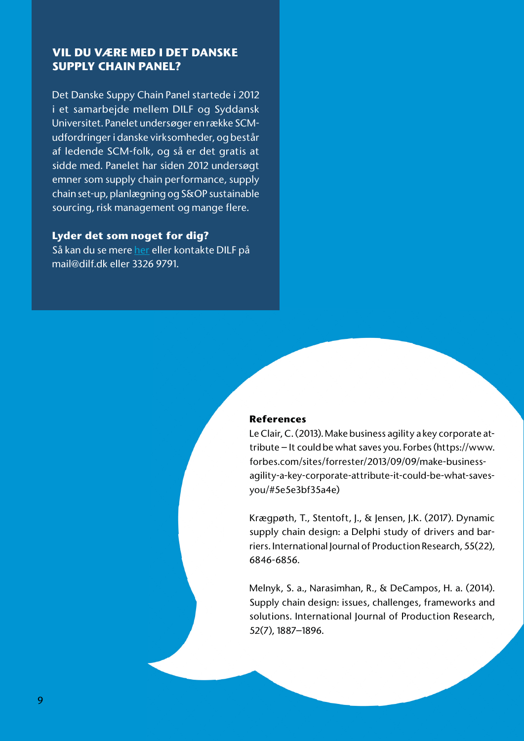## VIL DU VÆRE MED I DET DANSKE SUPPLY CHAIN PANEL?

Det Danske Suppy Chain Panel startede i 2012 i et samarbejde mellem DILF og Syddansk Universitet. Panelet undersøger en række SCM-udfordringer i danske virksomheder, og består af ledende SCM-folk, og så er det gratis at sidde med. Panelet har siden 2012 undersøgt emner som supply chain performance, supply chain set-up, planlægning og S&OP sustainable sourcing, risk management og mange flere.

**Lyder det som noget for dig?**
Så kan du se mere her eller kontakte DILF på mail@dilf.dk eller 3326 9791.

### References

Le Clair, C. (2013). Make business agility a key corporate attribute – It could be what saves you. Forbes (https://www.forbes.com/sites/forrester/2013/09/09/make-business-agility-a-key-corporate-attribute-it-could-be-what-saves-you/#5e5e3bf35a4e)

Krægpøth, T., Stentoft, J., & Jensen, J.K. (2017). Dynamic supply chain design: a Delphi study of drivers and barriers. International Journal of Production Research, 55(22), 6846-6856.

Melnyk, S. a., Narasimhan, R., & DeCampos, H. a. (2014). Supply chain design: issues, challenges, frameworks and solutions. International Journal of Production Research, 52(7), 1887–1896.